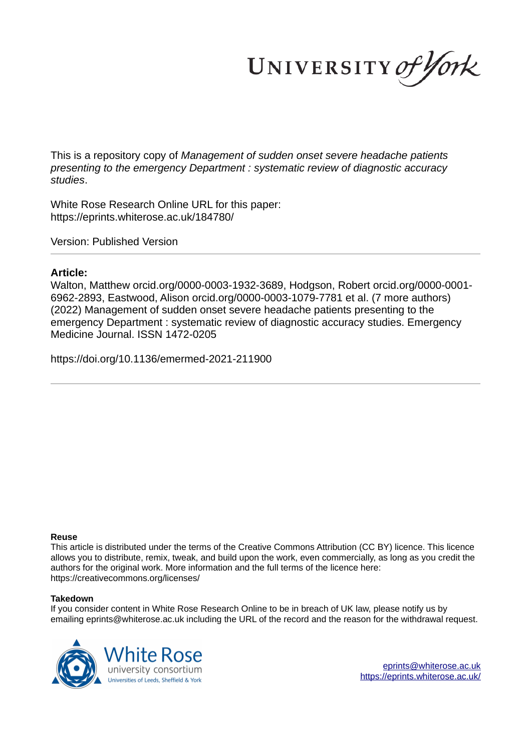This is a repository copy of *Management of sudden onset severe headache patients presenting to the emergency Department : systematic review of diagnostic accuracy studies*.

White Rose Research Online URL for this paper:
https://eprints.whiterose.ac.uk/184780/

Version: Published Version

**Article:**

Walton, Matthew orcid.org/0000-0003-1932-3689, Hodgson, Robert orcid.org/0000-0001-6962-2893, Eastwood, Alison orcid.org/0000-0003-1079-7781 et al. (7 more authors) (2022) Management of sudden onset severe headache patients presenting to the emergency Department : systematic review of diagnostic accuracy studies. Emergency Medicine Journal. ISSN 1472-0205

https://doi.org/10.1136/emermed-2021-211900

**Reuse**

This article is distributed under the terms of the Creative Commons Attribution (CC BY) licence. This licence allows you to distribute, remix, tweak, and build upon the work, even commercially, as long as you credit the authors for the original work. More information and the full terms of the licence here: https://creativecommons.org/licenses/

**Takedown**

If you consider content in White Rose Research Online to be in breach of UK law, please notify us by emailing eprints@whiterose.ac.uk including the URL of the record and the reason for the withdrawal request.

eprints@whiterose.ac.uk
https://eprints.whiterose.ac.uk/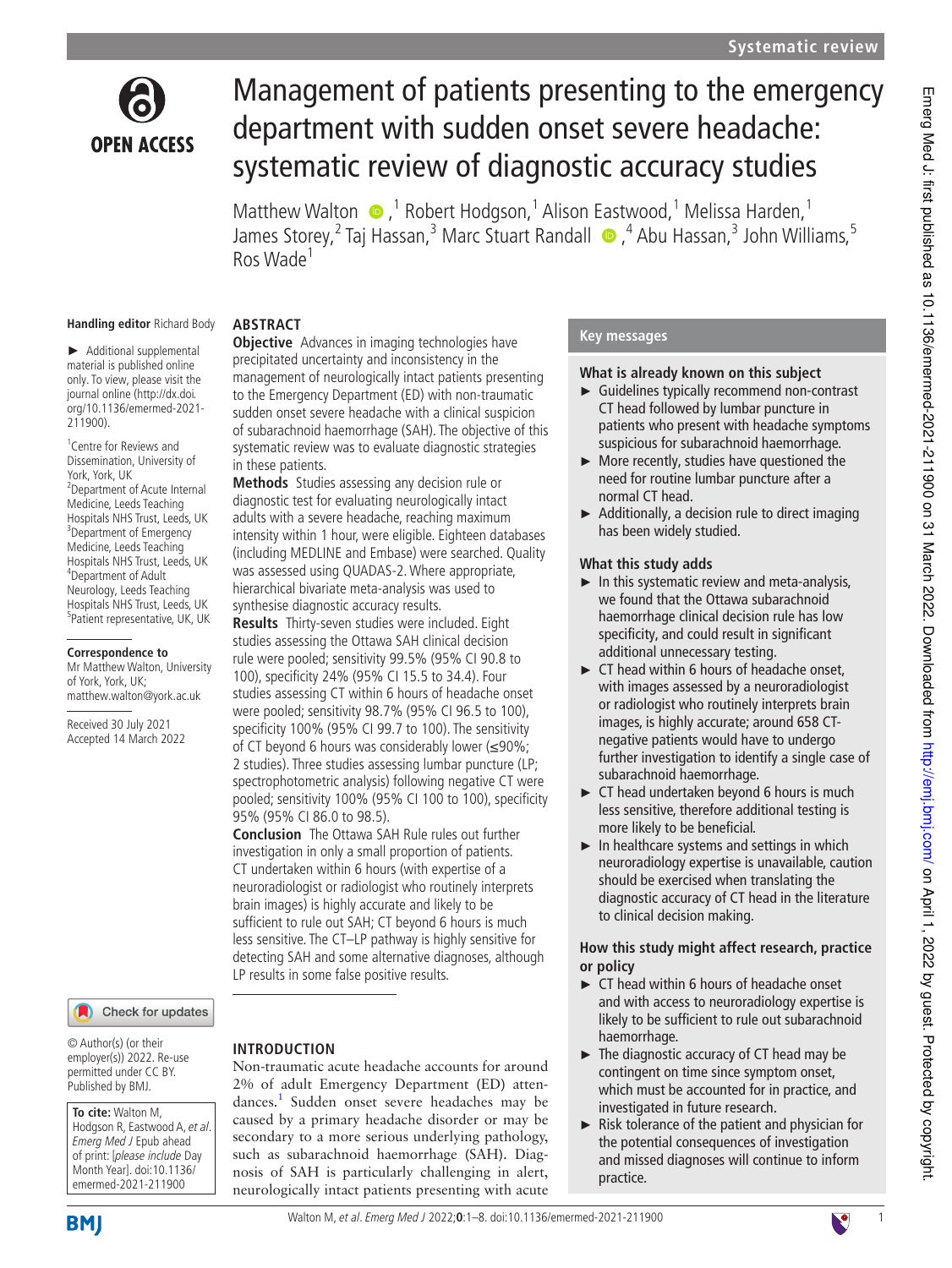# Management of patients presenting to the emergency department with sudden onset severe headache: systematic review of diagnostic accuracy studies

Matthew Walton,[1] Robert Hodgson,[1] Alison Eastwood,[1] Melissa Harden,[1] James Storey,[2] Taj Hassan,[3] Marc Stuart Randall,[4] Abu Hassan,[3] John Williams,[5] Ros Wade[1]

**Handling editor** Richard Body

► Additional supplemental material is published online only. To view, please visit the journal online (http://dx.doi.org/10.1136/emermed-2021-211900).

[1]Centre for Reviews and Dissemination, University of York, York, UK
[2]Department of Acute Internal Medicine, Leeds Teaching Hospitals NHS Trust, Leeds, UK
[3]Department of Emergency Medicine, Leeds Teaching Hospitals NHS Trust, Leeds, UK
[4]Department of Adult Neurology, Leeds Teaching Hospitals NHS Trust, Leeds, UK
[5]Patient representative, UK, UK

**Correspondence to**
Mr Matthew Walton, University of York, York, UK; matthew.walton@york.ac.uk

Received 30 July 2021
Accepted 14 March 2022

© Author(s) (or their employer(s)) 2022. Re-use permitted under CC BY. Published by BMJ.

**To cite:** Walton M, Hodgson R, Eastwood A, *et al*. *Emerg Med J* Epub ahead of print: [*please include* Day Month Year]. doi:10.1136/emermed-2021-211900

## ABSTRACT

**Objective** Advances in imaging technologies have precipitated uncertainty and inconsistency in the management of neurologically intact patients presenting to the Emergency Department (ED) with non-traumatic sudden onset severe headache with a clinical suspicion of subarachnoid haemorrhage (SAH). The objective of this systematic review was to evaluate diagnostic strategies in these patients.

**Methods** Studies assessing any decision rule or diagnostic test for evaluating neurologically intact adults with a severe headache, reaching maximum intensity within 1 hour, were eligible. Eighteen databases (including MEDLINE and Embase) were searched. Quality was assessed using QUADAS-2. Where appropriate, hierarchical bivariate meta-analysis was used to synthesise diagnostic accuracy results.

**Results** Thirty-seven studies were included. Eight studies assessing the Ottawa SAH clinical decision rule were pooled; sensitivity 99.5% (95% CI 90.8 to 100), specificity 24% (95% CI 15.5 to 34.4). Four studies assessing CT within 6 hours of headache onset were pooled; sensitivity 98.7% (95% CI 96.5 to 100), specificity 100% (95% CI 99.7 to 100). The sensitivity of CT beyond 6 hours was considerably lower (≤90%; 2 studies). Three studies assessing lumbar puncture (LP; spectrophotometric analysis) following negative CT were pooled; sensitivity 100% (95% CI 100 to 100), specificity 95% (95% CI 86.0 to 98.5).

**Conclusion** The Ottawa SAH Rule rules out further investigation in only a small proportion of patients. CT undertaken within 6 hours (with expertise of a neuroradiologist or radiologist who routinely interprets brain images) is highly accurate and likely to be sufficient to rule out SAH; CT beyond 6 hours is much less sensitive. The CT–LP pathway is highly sensitive for detecting SAH and some alternative diagnoses, although LP results in some false positive results.

## Key messages

### What is already known on this subject

- Guidelines typically recommend non-contrast CT head followed by lumbar puncture in patients who present with headache symptoms suspicious for subarachnoid haemorrhage.
- More recently, studies have questioned the need for routine lumbar puncture after a normal CT head.
- Additionally, a decision rule to direct imaging has been widely studied.

### What this study adds

- In this systematic review and meta-analysis, we found that the Ottawa subarachnoid haemorrhage clinical decision rule has low specificity, and could result in significant additional unnecessary testing.
- CT head within 6 hours of headache onset, with images assessed by a neuroradiologist or radiologist who routinely interprets brain images, is highly accurate; around 658 CT-negative patients would have to undergo further investigation to identify a single case of subarachnoid haemorrhage.
- CT head undertaken beyond 6 hours is much less sensitive, therefore additional testing is more likely to be beneficial.
- In healthcare systems and settings in which neuroradiology expertise is unavailable, caution should be exercised when translating the diagnostic accuracy of CT head in the literature to clinical decision making.

### How this study might affect research, practice or policy

- CT head within 6 hours of headache onset and with access to neuroradiology expertise is likely to be sufficient to rule out subarachnoid haemorrhage.
- The diagnostic accuracy of CT head may be contingent on time since symptom onset, which must be accounted for in practice, and investigated in future research.
- Risk tolerance of the patient and physician for the potential consequences of investigation and missed diagnoses will continue to inform practice.

## INTRODUCTION

Non-traumatic acute headache accounts for around 2% of adult Emergency Department (ED) attendances.[1] Sudden onset severe headaches may be caused by a primary headache disorder or may be secondary to a more serious underlying pathology, such as subarachnoid haemorrhage (SAH). Diagnosis of SAH is particularly challenging in alert, neurologically intact patients presenting with acute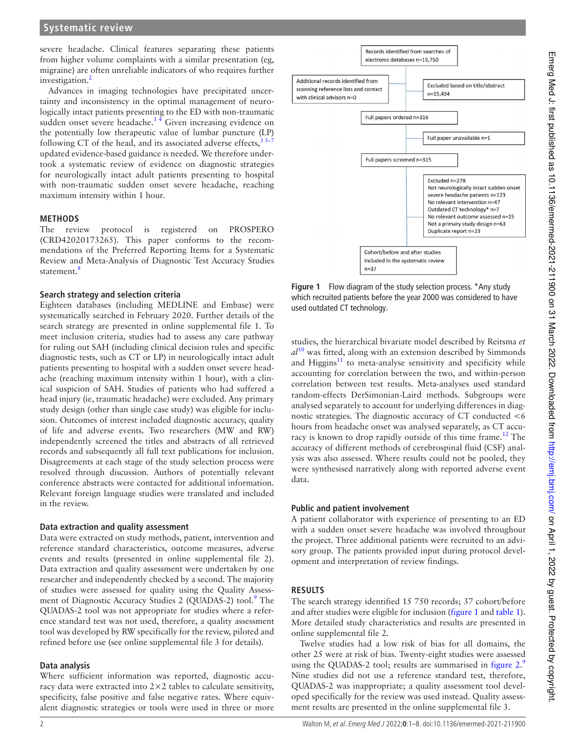severe headache. Clinical features separating these patients from higher volume complaints with a similar presentation (eg, migraine) are often unreliable indicators of who requires further investigation.[2]

Advances in imaging technologies have precipitated uncertainty and inconsistency in the optimal management of neurologically intact patients presenting to the ED with non-traumatic sudden onset severe headache.[3 4] Given increasing evidence on the potentially low therapeutic value of lumbar puncture (LP) following CT of the head, and its associated adverse effects,[3 5–7] updated evidence-based guidance is needed. We therefore undertook a systematic review of evidence on diagnostic strategies for neurologically intact adult patients presenting to hospital with non-traumatic sudden onset severe headache, reaching maximum intensity within 1 hour.

## METHODS

The review protocol is registered on PROSPERO (CRD42020173265). This paper conforms to the recommendations of the Preferred Reporting Items for a Systematic Review and Meta-Analysis of Diagnostic Test Accuracy Studies statement.[8]

### Search strategy and selection criteria

Eighteen databases (including MEDLINE and Embase) were systematically searched in February 2020. Further details of the search strategy are presented in online supplemental file 1. To meet inclusion criteria, studies had to assess any care pathway for ruling out SAH (including clinical decision rules and specific diagnostic tests, such as CT or LP) in neurologically intact adult patients presenting to hospital with a sudden onset severe headache (reaching maximum intensity within 1 hour), with a clinical suspicion of SAH. Studies of patients who had suffered a head injury (ie, traumatic headache) were excluded. Any primary study design (other than single case study) was eligible for inclusion. Outcomes of interest included diagnostic accuracy, quality of life and adverse events. Two researchers (MW and RW) independently screened the titles and abstracts of all retrieved records and subsequently all full text publications for inclusion. Disagreements at each stage of the study selection process were resolved through discussion. Authors of potentially relevant conference abstracts were contacted for additional information. Relevant foreign language studies were translated and included in the review.

### Data extraction and quality assessment

Data were extracted on study methods, patient, intervention and reference standard characteristics, outcome measures, adverse events and results (presented in online supplemental file 2). Data extraction and quality assessment were undertaken by one researcher and independently checked by a second. The majority of studies were assessed for quality using the Quality Assessment of Diagnostic Accuracy Studies 2 (QUADAS-2) tool.[9] The QUADAS-2 tool was not appropriate for studies where a reference standard test was not used and, therefore, a quality assessment tool was developed by RW specifically for the review, piloted and refined before use (see online supplemental file 3 for details).

### Data analysis

Where sufficient information was reported, diagnostic accuracy data were extracted into 2×2 tables to calculate sensitivity, specificity, false positive and false negative rates. Where equivalent diagnostic strategies or tools were used in three or more studies, the hierarchical bivariate model described by Reitsma *et al*[10] was fitted, along with an extension described by Simmonds and Higgins[11] to meta-analyse sensitivity and specificity while accounting for correlation between the two, and within-person correlation between test results. Meta-analyses used standard random-effects DerSimonian-Laird methods. Subgroups were analysed separately to account for underlying differences in diagnostic strategies. The diagnostic accuracy of CT conducted <6 hours from headache onset was analysed separately, as CT accuracy is known to drop rapidly outside of this time frame.[12] The accuracy of different methods of cerebrospinal fluid (CSF) analysis was also assessed. Where results could not be pooled, they were synthesised narratively along with reported adverse event data.

Records identified from searches of electronic databases n=15,750

Additional records identified from scanning reference lists and contact with clinical advisors n=0

Excluded based on title/abstract n=15,434

Full papers ordered n=316

Full paper unavailable n=1

Full papers screened n=315

Excluded n=278
Not neurologically intact sudden onset severe headache patients n=123
No relevant intervention n=47
Outdated CT technology* n=7
No relevant outcome assessed n=15
Not a primary study design n=63
Duplicate report n=23

Cohort/before and after studies included in the systematic review n=37

**Figure 1** Flow diagram of the study selection process. *Any study which recruited patients before the year 2000 was considered to have used outdated CT technology.

### Public and patient involvement

A patient collaborator with experience of presenting to an ED with a sudden onset severe headache was involved throughout the project. Three additional patients were recruited to an advisory group. The patients provided input during protocol development and interpretation of review findings.

## RESULTS

The search strategy identified 15 750 records; 37 cohort/before and after studies were eligible for inclusion (figure 1 and table 1). More detailed study characteristics and results are presented in online supplemental file 2.

Twelve studies had a low risk of bias for all domains, the other 25 were at risk of bias. Twenty-eight studies were assessed using the QUADAS-2 tool; results are summarised in figure 2.[9] Nine studies did not use a reference standard test, therefore, QUADAS-2 was inappropriate; a quality assessment tool developed specifically for the review was used instead. Quality assessment results are presented in the online supplemental file 3.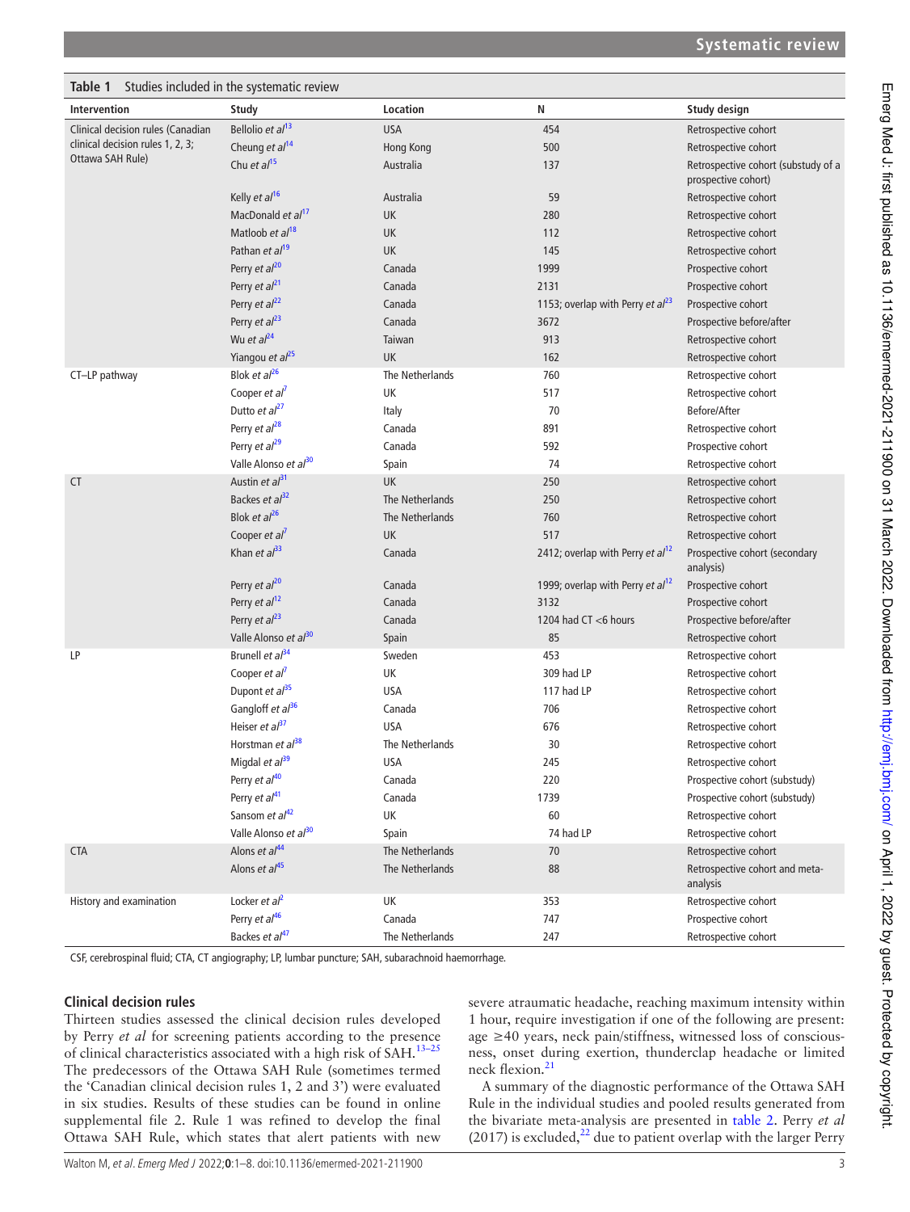**Table 1** Studies included in the systematic review

| Intervention | Study | Location | N | Study design |
|---|---|---|---|---|
| Clinical decision rules (Canadian clinical decision rules 1, 2, 3; Ottawa SAH Rule) | Bellolio *et al*[13] | USA | 454 | Retrospective cohort |
| | Cheung *et al*[14] | Hong Kong | 500 | Retrospective cohort |
| | Chu *et al*[15] | Australia | 137 | Retrospective cohort (substudy of a prospective cohort) |
| | Kelly *et al*[16] | Australia | 59 | Retrospective cohort |
| | MacDonald *et al*[17] | UK | 280 | Retrospective cohort |
| | Matloob *et al*[18] | UK | 112 | Retrospective cohort |
| | Pathan *et al*[19] | UK | 145 | Retrospective cohort |
| | Perry *et al*[20] | Canada | 1999 | Prospective cohort |
| | Perry *et al*[21] | Canada | 2131 | Prospective cohort |
| | Perry *et al*[22] | Canada | 1153; overlap with Perry *et al*[23] | Prospective cohort |
| | Perry *et al*[23] | Canada | 3672 | Prospective before/after |
| | Wu *et al*[24] | Taiwan | 913 | Retrospective cohort |
| | Yiangou *et al*[25] | UK | 162 | Retrospective cohort |
| CT–LP pathway | Blok *et al*[26] | The Netherlands | 760 | Retrospective cohort |
| | Cooper *et al*[7] | UK | 517 | Retrospective cohort |
| | Dutto *et al*[27] | Italy | 70 | Before/After |
| | Perry *et al*[28] | Canada | 891 | Retrospective cohort |
| | Perry *et al*[29] | Canada | 592 | Prospective cohort |
| | Valle Alonso *et al*[30] | Spain | 74 | Retrospective cohort |
| CT | Austin *et al*[31] | UK | 250 | Retrospective cohort |
| | Backes *et al*[32] | The Netherlands | 250 | Retrospective cohort |
| | Blok *et al*[26] | The Netherlands | 760 | Retrospective cohort |
| | Cooper *et al*[7] | UK | 517 | Retrospective cohort |
| | Khan *et al*[33] | Canada | 2412; overlap with Perry *et al*[12] | Prospective cohort (secondary analysis) |
| | Perry *et al*[20] | Canada | 1999; overlap with Perry *et al*[12] | Prospective cohort |
| | Perry *et al*[12] | Canada | 3132 | Prospective cohort |
| | Perry *et al*[23] | Canada | 1204 had CT <6 hours | Prospective before/after |
| | Valle Alonso *et al*[30] | Spain | 85 | Retrospective cohort |
| LP | Brunell *et al*[34] | Sweden | 453 | Retrospective cohort |
| | Cooper *et al*[7] | UK | 309 had LP | Retrospective cohort |
| | Dupont *et al*[35] | USA | 117 had LP | Retrospective cohort |
| | Gangloff *et al*[36] | Canada | 706 | Retrospective cohort |
| | Heiser *et al*[37] | USA | 676 | Retrospective cohort |
| | Horstman *et al*[38] | The Netherlands | 30 | Retrospective cohort |
| | Migdal *et al*[39] | USA | 245 | Retrospective cohort |
| | Perry *et al*[40] | Canada | 220 | Prospective cohort (substudy) |
| | Perry *et al*[41] | Canada | 1739 | Prospective cohort (substudy) |
| | Sansom *et al*[42] | UK | 60 | Retrospective cohort |
| | Valle Alonso *et al*[30] | Spain | 74 had LP | Retrospective cohort |
| CTA | Alons *et al*[44] | The Netherlands | 70 | Retrospective cohort |
| | Alons *et al*[45] | The Netherlands | 88 | Retrospective cohort and meta-analysis |
| History and examination | Locker *et al*[2] | UK | 353 | Retrospective cohort |
| | Perry *et al*[46] | Canada | 747 | Prospective cohort |
| | Backes *et al*[47] | The Netherlands | 247 | Retrospective cohort |

CSF, cerebrospinal fluid; CTA, CT angiography; LP, lumbar puncture; SAH, subarachnoid haemorrhage.

## Clinical decision rules

Thirteen studies assessed the clinical decision rules developed by Perry *et al* for screening patients according to the presence of clinical characteristics associated with a high risk of SAH.[13–25] The predecessors of the Ottawa SAH Rule (sometimes termed the 'Canadian clinical decision rules 1, 2 and 3') were evaluated in six studies. Results of these studies can be found in online supplemental file 2. Rule 1 was refined to develop the final Ottawa SAH Rule, which states that alert patients with new severe atraumatic headache, reaching maximum intensity within 1 hour, require investigation if one of the following are present: age ≥40 years, neck pain/stiffness, witnessed loss of consciousness, onset during exertion, thunderclap headache or limited neck flexion.[21]

A summary of the diagnostic performance of the Ottawa SAH Rule in the individual studies and pooled results generated from the bivariate meta-analysis are presented in table 2. Perry *et al* (2017) is excluded,[22] due to patient overlap with the larger Perry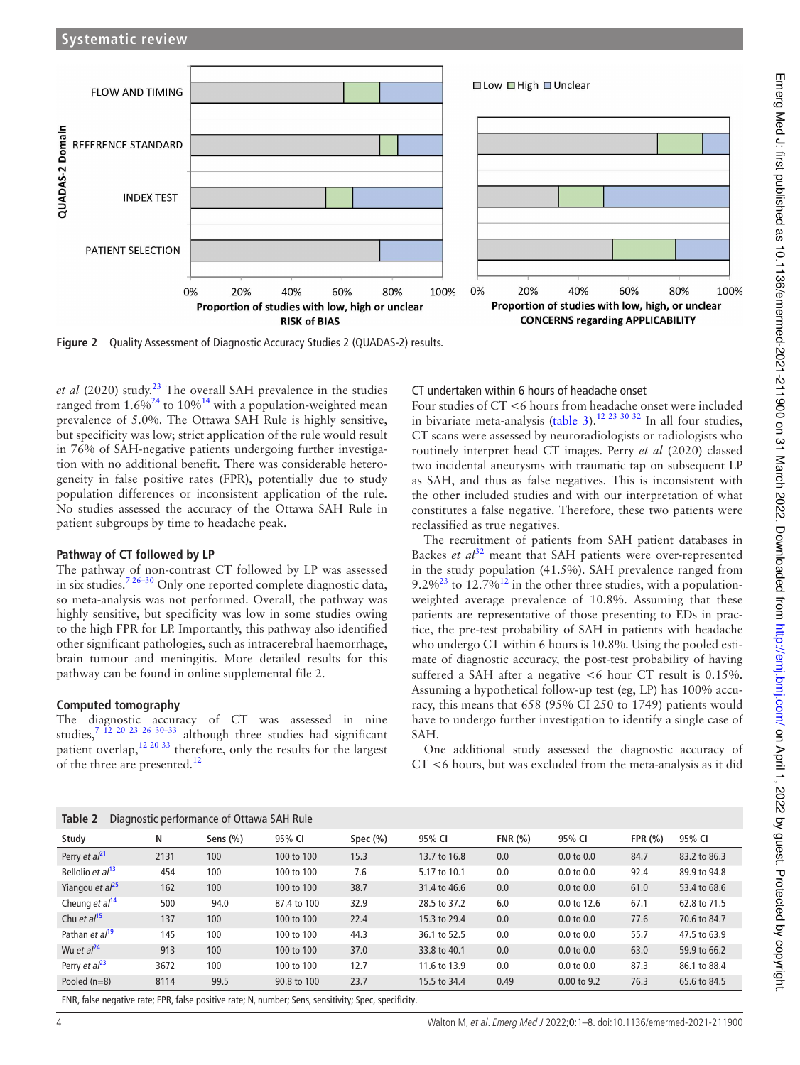Figure 2 Quality Assessment of Diagnostic Accuracy Studies 2 (QUADAS-2) results.

*et al* (2020) study.[23] The overall SAH prevalence in the studies ranged from 1.6%[24] to 10%[14] with a population-weighted mean prevalence of 5.0%. The Ottawa SAH Rule is highly sensitive, but specificity was low; strict application of the rule would result in 76% of SAH-negative patients undergoing further investigation with no additional benefit. There was considerable heterogeneity in false positive rates (FPR), potentially due to study population differences or inconsistent application of the rule. No studies assessed the accuracy of the Ottawa SAH Rule in patient subgroups by time to headache peak.

### Pathway of CT followed by LP

The pathway of non-contrast CT followed by LP was assessed in six studies.[7 26–30] Only one reported complete diagnostic data, so meta-analysis was not performed. Overall, the pathway was highly sensitive, but specificity was low in some studies owing to the high FPR for LP. Importantly, this pathway also identified other significant pathologies, such as intracerebral haemorrhage, brain tumour and meningitis. More detailed results for this pathway can be found in online supplemental file 2.

### Computed tomography

The diagnostic accuracy of CT was assessed in nine studies,[7 12 20 23 26 30–33] although three studies had significant patient overlap,[12 20 33] therefore, only the results for the largest of the three are presented.[12]

#### CT undertaken within 6 hours of headache onset

Four studies of CT <6 hours from headache onset were included in bivariate meta-analysis (table 3).[12 23 30 32] In all four studies, CT scans were assessed by neuroradiologists or radiologists who routinely interpret head CT images. Perry *et al* (2020) classed two incidental aneurysms with traumatic tap on subsequent LP as SAH, and thus as false negatives. This is inconsistent with the other included studies and with our interpretation of what constitutes a false negative. Therefore, these two patients were reclassified as true negatives.

The recruitment of patients from SAH patient databases in Backes *et al*[32] meant that SAH patients were over-represented in the study population (41.5%). SAH prevalence ranged from 9.2%[23] to 12.7%[12] in the other three studies, with a population-weighted average prevalence of 10.8%. Assuming that these patients are representative of those presenting to EDs in practice, the pre-test probability of SAH in patients with headache who undergo CT within 6 hours is 10.8%. Using the pooled estimate of diagnostic accuracy, the post-test probability of having suffered a SAH after a negative <6 hour CT result is 0.15%. Assuming a hypothetical follow-up test (eg, LP) has 100% accuracy, this means that 658 (95% CI 250 to 1749) patients would have to undergo further investigation to identify a single case of SAH.

One additional study assessed the diagnostic accuracy of CT <6 hours, but was excluded from the meta-analysis as it did

**Table 2** Diagnostic performance of Ottawa SAH Rule

| Study | N | Sens (%) | 95% CI | Spec (%) | 95% CI | FNR (%) | 95% CI | FPR (%) | 95% CI |
|---|---|---|---|---|---|---|---|---|---|
| Perry *et al*[21] | 2131 | 100 | 100 to 100 | 15.3 | 13.7 to 16.8 | 0.0 | 0.0 to 0.0 | 84.7 | 83.2 to 86.3 |
| Bellolio *et al*[13] | 454 | 100 | 100 to 100 | 7.6 | 5.17 to 10.1 | 0.0 | 0.0 to 0.0 | 92.4 | 89.9 to 94.8 |
| Yiangou *et al*[25] | 162 | 100 | 100 to 100 | 38.7 | 31.4 to 46.6 | 0.0 | 0.0 to 0.0 | 61.0 | 53.4 to 68.6 |
| Cheung *et al*[14] | 500 | 94.0 | 87.4 to 100 | 32.9 | 28.5 to 37.2 | 6.0 | 0.0 to 12.6 | 67.1 | 62.8 to 71.5 |
| Chu *et al*[15] | 137 | 100 | 100 to 100 | 22.4 | 15.3 to 29.4 | 0.0 | 0.0 to 0.0 | 77.6 | 70.6 to 84.7 |
| Pathan *et al*[19] | 145 | 100 | 100 to 100 | 44.3 | 36.1 to 52.5 | 0.0 | 0.0 to 0.0 | 55.7 | 47.5 to 63.9 |
| Wu *et al*[24] | 913 | 100 | 100 to 100 | 37.0 | 33.8 to 40.1 | 0.0 | 0.0 to 0.0 | 63.0 | 59.9 to 66.2 |
| Perry *et al*[23] | 3672 | 100 | 100 to 100 | 12.7 | 11.6 to 13.9 | 0.0 | 0.0 to 0.0 | 87.3 | 86.1 to 88.4 |
| Pooled (n=8) | 8114 | 99.5 | 90.8 to 100 | 23.7 | 15.5 to 34.4 | 0.49 | 0.00 to 9.2 | 76.3 | 65.6 to 84.5 |

FNR, false negative rate; FPR, false positive rate; N, number; Sens, sensitivity; Spec, specificity.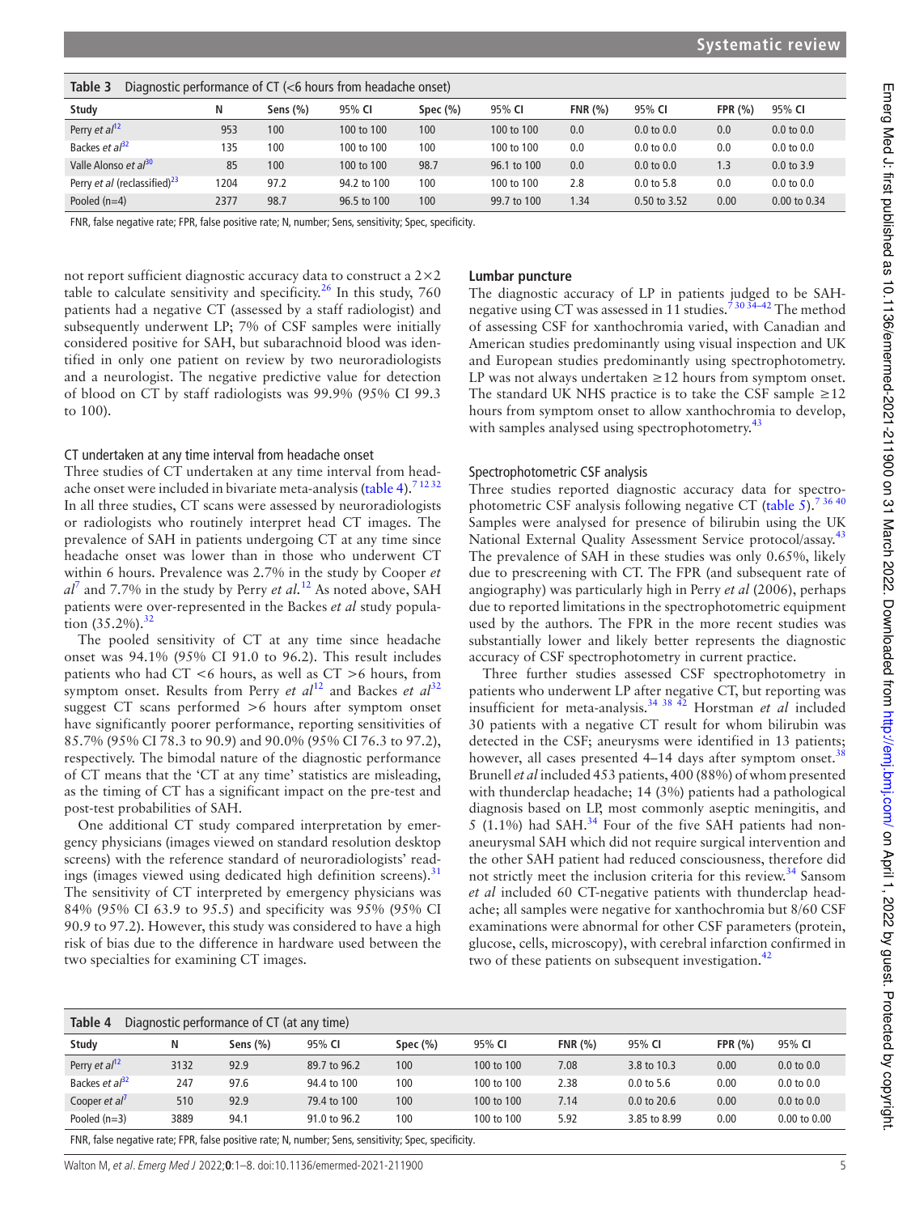**Table 3** Diagnostic performance of CT (<6 hours from headache onset)

| Study | N | Sens (%) | 95% CI | Spec (%) | 95% CI | FNR (%) | 95% CI | FPR (%) | 95% CI |
|---|---|---|---|---|---|---|---|---|---|
| Perry *et al*[12] | 953 | 100 | 100 to 100 | 100 | 100 to 100 | 0.0 | 0.0 to 0.0 | 0.0 | 0.0 to 0.0 |
| Backes *et al*[32] | 135 | 100 | 100 to 100 | 100 | 100 to 100 | 0.0 | 0.0 to 0.0 | 0.0 | 0.0 to 0.0 |
| Valle Alonso *et al*[30] | 85 | 100 | 100 to 100 | 98.7 | 96.1 to 100 | 0.0 | 0.0 to 0.0 | 1.3 | 0.0 to 3.9 |
| Perry *et al* (reclassified)[23] | 1204 | 97.2 | 94.2 to 100 | 100 | 100 to 100 | 2.8 | 0.0 to 5.8 | 0.0 | 0.0 to 0.0 |
| Pooled (n=4) | 2377 | 98.7 | 96.5 to 100 | 100 | 99.7 to 100 | 1.34 | 0.50 to 3.52 | 0.00 | 0.00 to 0.34 |

FNR, false negative rate; FPR, false positive rate; N, number; Sens, sensitivity; Spec, specificity.

not report sufficient diagnostic accuracy data to construct a 2×2 table to calculate sensitivity and specificity.[26] In this study, 760 patients had a negative CT (assessed by a staff radiologist) and subsequently underwent LP; 7% of CSF samples were initially considered positive for SAH, but subarachnoid blood was identified in only one patient on review by two neuroradiologists and a neurologist. The negative predictive value for detection of blood on CT by staff radiologists was 99.9% (95% CI 99.3 to 100).

### CT undertaken at any time interval from headache onset

Three studies of CT undertaken at any time interval from headache onset were included in bivariate meta-analysis (table 4).[7 12 32] In all three studies, CT scans were assessed by neuroradiologists or radiologists who routinely interpret head CT images. The prevalence of SAH in patients undergoing CT at any time since headache onset was lower than in those who underwent CT within 6 hours. Prevalence was 2.7% in the study by Cooper *et al*[7] and 7.7% in the study by Perry *et al.*[12] As noted above, SAH patients were over-represented in the Backes *et al* study population (35.2%).[32]

The pooled sensitivity of CT at any time since headache onset was 94.1% (95% CI 91.0 to 96.2). This result includes patients who had CT <6 hours, as well as CT >6 hours, from symptom onset. Results from Perry *et al*[12] and Backes *et al*[32] suggest CT scans performed >6 hours after symptom onset have significantly poorer performance, reporting sensitivities of 85.7% (95% CI 78.3 to 90.9) and 90.0% (95% CI 76.3 to 97.2), respectively. The bimodal nature of the diagnostic performance of CT means that the 'CT at any time' statistics are misleading, as the timing of CT has a significant impact on the pre-test and post-test probabilities of SAH.

One additional CT study compared interpretation by emergency physicians (images viewed on standard resolution desktop screens) with the reference standard of neuroradiologists' readings (images viewed using dedicated high definition screens).[31] The sensitivity of CT interpreted by emergency physicians was 84% (95% CI 63.9 to 95.5) and specificity was 95% (95% CI 90.9 to 97.2). However, this study was considered to have a high risk of bias due to the difference in hardware used between the two specialties for examining CT images.

## Lumbar puncture

The diagnostic accuracy of LP in patients judged to be SAH-negative using CT was assessed in 11 studies.[7 30 34–42] The method of assessing CSF for xanthochromia varied, with Canadian and American studies predominantly using visual inspection and UK and European studies predominantly using spectrophotometry. LP was not always undertaken ≥12 hours from symptom onset. The standard UK NHS practice is to take the CSF sample ≥12 hours from symptom onset to allow xanthochromia to develop, with samples analysed using spectrophotometry.[43]

### Spectrophotometric CSF analysis

Three studies reported diagnostic accuracy data for spectrophotometric CSF analysis following negative CT (table 5).[7 36 40] Samples were analysed for presence of bilirubin using the UK National External Quality Assessment Service protocol/assay.[43] The prevalence of SAH in these studies was only 0.65%, likely due to prescreening with CT. The FPR (and subsequent rate of angiography) was particularly high in Perry *et al* (2006), perhaps due to reported limitations in the spectrophotometric equipment used by the authors. The FPR in the more recent studies was substantially lower and likely better represents the diagnostic accuracy of CSF spectrophotometry in current practice.

Three further studies assessed CSF spectrophotometry in patients who underwent LP after negative CT, but reporting was insufficient for meta-analysis.[34 38 42] Horstman *et al* included 30 patients with a negative CT result for whom bilirubin was detected in the CSF; aneurysms were identified in 13 patients; however, all cases presented 4–14 days after symptom onset.[38] Brunell *et al* included 453 patients, 400 (88%) of whom presented with thunderclap headache; 14 (3%) patients had a pathological diagnosis based on LP, most commonly aseptic meningitis, and 5 (1.1%) had SAH.[34] Four of the five SAH patients had non-aneurysmal SAH which did not require surgical intervention and the other SAH patient had reduced consciousness, therefore did not strictly meet the inclusion criteria for this review.[34] Sansom *et al* included 60 CT-negative patients with thunderclap headache; all samples were negative for xanthochromia but 8/60 CSF examinations were abnormal for other CSF parameters (protein, glucose, cells, microscopy), with cerebral infarction confirmed in two of these patients on subsequent investigation.[42]

**Table 4** Diagnostic performance of CT (at any time)

| Study | N | Sens (%) | 95% CI | Spec (%) | 95% CI | FNR (%) | 95% CI | FPR (%) | 95% CI |
|---|---|---|---|---|---|---|---|---|---|
| Perry *et al*[12] | 3132 | 92.9 | 89.7 to 96.2 | 100 | 100 to 100 | 7.08 | 3.8 to 10.3 | 0.00 | 0.0 to 0.0 |
| Backes *et al*[32] | 247 | 97.6 | 94.4 to 100 | 100 | 100 to 100 | 2.38 | 0.0 to 5.6 | 0.00 | 0.0 to 0.0 |
| Cooper *et al*[7] | 510 | 92.9 | 79.4 to 100 | 100 | 100 to 100 | 7.14 | 0.0 to 20.6 | 0.00 | 0.0 to 0.0 |
| Pooled (n=3) | 3889 | 94.1 | 91.0 to 96.2 | 100 | 100 to 100 | 5.92 | 3.85 to 8.99 | 0.00 | 0.00 to 0.00 |

FNR, false negative rate; FPR, false positive rate; N, number; Sens, sensitivity; Spec, specificity.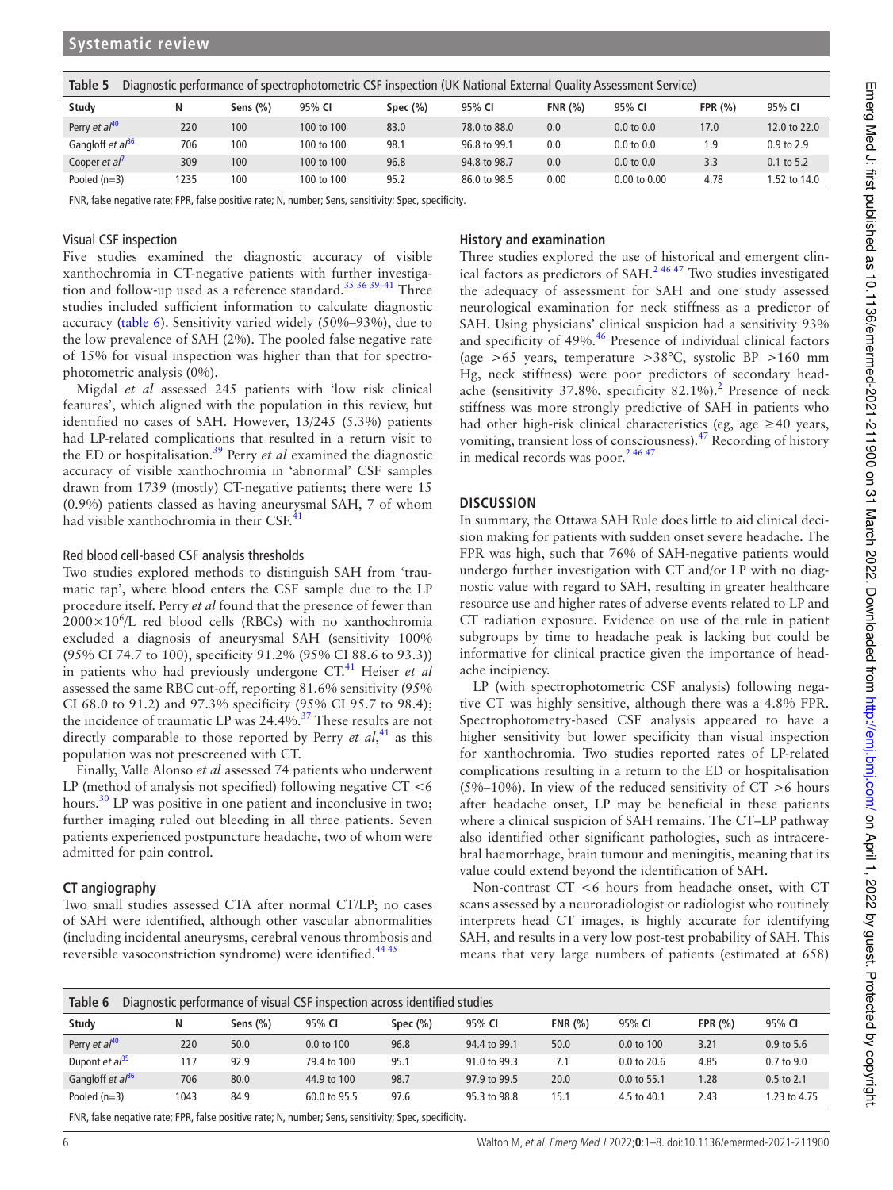**Table 5** Diagnostic performance of spectrophotometric CSF inspection (UK National External Quality Assessment Service)

| Study | N | Sens (%) | 95% CI | Spec (%) | 95% CI | FNR (%) | 95% CI | FPR (%) | 95% CI |
|---|---|---|---|---|---|---|---|---|---|
| Perry *et al*[40] | 220 | 100 | 100 to 100 | 83.0 | 78.0 to 88.0 | 0.0 | 0.0 to 0.0 | 17.0 | 12.0 to 22.0 |
| Gangloff *et al*[36] | 706 | 100 | 100 to 100 | 98.1 | 96.8 to 99.1 | 0.0 | 0.0 to 0.0 | 1.9 | 0.9 to 2.9 |
| Cooper *et al*[7] | 309 | 100 | 100 to 100 | 96.8 | 94.8 to 98.7 | 0.0 | 0.0 to 0.0 | 3.3 | 0.1 to 5.2 |
| Pooled (n=3) | 1235 | 100 | 100 to 100 | 95.2 | 86.0 to 98.5 | 0.00 | 0.00 to 0.00 | 4.78 | 1.52 to 14.0 |

FNR, false negative rate; FPR, false positive rate; N, number; Sens, sensitivity; Spec, specificity.

### Visual CSF inspection

Five studies examined the diagnostic accuracy of visible xanthochromia in CT-negative patients with further investigation and follow-up used as a reference standard.[35 36 39–41] Three studies included sufficient information to calculate diagnostic accuracy (table 6). Sensitivity varied widely (50%–93%), due to the low prevalence of SAH (2%). The pooled false negative rate of 15% for visual inspection was higher than that for spectrophotometric analysis (0%).

Migdal *et al* assessed 245 patients with 'low risk clinical features', which aligned with the population in this review, but identified no cases of SAH. However, 13/245 (5.3%) patients had LP-related complications that resulted in a return visit to the ED or hospitalisation.[39] Perry *et al* examined the diagnostic accuracy of visible xanthochromia in 'abnormal' CSF samples drawn from 1739 (mostly) CT-negative patients; there were 15 (0.9%) patients classed as having aneurysmal SAH, 7 of whom had visible xanthochromia in their CSF.[41]

### Red blood cell-based CSF analysis thresholds

Two studies explored methods to distinguish SAH from 'traumatic tap', where blood enters the CSF sample due to the LP procedure itself. Perry *et al* found that the presence of fewer than $2000\times10^6$/L red blood cells (RBCs) with no xanthochromia excluded a diagnosis of aneurysmal SAH (sensitivity 100% (95% CI 74.7 to 100), specificity 91.2% (95% CI 88.6 to 93.3)) in patients who had previously undergone CT.[41] Heiser *et al* assessed the same RBC cut-off, reporting 81.6% sensitivity (95% CI 68.0 to 91.2) and 97.3% specificity (95% CI 95.7 to 98.4); the incidence of traumatic LP was 24.4%.[37] These results are not directly comparable to those reported by Perry *et al*,[41] as this population was not prescreened with CT.

Finally, Valle Alonso *et al* assessed 74 patients who underwent LP (method of analysis not specified) following negative CT <6 hours.[30] LP was positive in one patient and inconclusive in two; further imaging ruled out bleeding in all three patients. Seven patients experienced postpuncture headache, two of whom were admitted for pain control.

### CT angiography

Two small studies assessed CTA after normal CT/LP; no cases of SAH were identified, although other vascular abnormalities (including incidental aneurysms, cerebral venous thrombosis and reversible vasoconstriction syndrome) were identified.[44 45]

### History and examination

Three studies explored the use of historical and emergent clinical factors as predictors of SAH.[2 46 47] Two studies investigated the adequacy of assessment for SAH and one study assessed neurological examination for neck stiffness as a predictor of SAH. Using physicians' clinical suspicion had a sensitivity 93% and specificity of 49%.[46] Presence of individual clinical factors (age >65 years, temperature >38°C, systolic BP >160 mm Hg, neck stiffness) were poor predictors of secondary headache (sensitivity 37.8%, specificity 82.1%).[2] Presence of neck stiffness was more strongly predictive of SAH in patients who had other high-risk clinical characteristics (eg, age ≥40 years, vomiting, transient loss of consciousness).[47] Recording of history in medical records was poor.[2 46 47]

## DISCUSSION

In summary, the Ottawa SAH Rule does little to aid clinical decision making for patients with sudden onset severe headache. The FPR was high, such that 76% of SAH-negative patients would undergo further investigation with CT and/or LP with no diagnostic value with regard to SAH, resulting in greater healthcare resource use and higher rates of adverse events related to LP and CT radiation exposure. Evidence on use of the rule in patient subgroups by time to headache peak is lacking but could be informative for clinical practice given the importance of headache incipiency.

LP (with spectrophotometric CSF analysis) following negative CT was highly sensitive, although there was a 4.8% FPR. Spectrophotometry-based CSF analysis appeared to have a higher sensitivity but lower specificity than visual inspection for xanthochromia. Two studies reported rates of LP-related complications resulting in a return to the ED or hospitalisation (5%–10%). In view of the reduced sensitivity of CT >6 hours after headache onset, LP may be beneficial in these patients where a clinical suspicion of SAH remains. The CT–LP pathway also identified other significant pathologies, such as intracerebral haemorrhage, brain tumour and meningitis, meaning that its value could extend beyond the identification of SAH.

Non-contrast CT <6 hours from headache onset, with CT scans assessed by a neuroradiologist or radiologist who routinely interprets head CT images, is highly accurate for identifying SAH, and results in a very low post-test probability of SAH. This means that very large numbers of patients (estimated at 658)

**Table 6** Diagnostic performance of visual CSF inspection across identified studies

| Study | N | Sens (%) | 95% CI | Spec (%) | 95% CI | FNR (%) | 95% CI | FPR (%) | 95% CI |
|---|---|---|---|---|---|---|---|---|---|
| Perry *et al*[40] | 220 | 50.0 | 0.0 to 100 | 96.8 | 94.4 to 99.1 | 50.0 | 0.0 to 100 | 3.21 | 0.9 to 5.6 |
| Dupont *et al*[35] | 117 | 92.9 | 79.4 to 100 | 95.1 | 91.0 to 99.3 | 7.1 | 0.0 to 20.6 | 4.85 | 0.7 to 9.0 |
| Gangloff *et al*[36] | 706 | 80.0 | 44.9 to 100 | 98.7 | 97.9 to 99.5 | 20.0 | 0.0 to 55.1 | 1.28 | 0.5 to 2.1 |
| Pooled (n=3) | 1043 | 84.9 | 60.0 to 95.5 | 97.6 | 95.3 to 98.8 | 15.1 | 4.5 to 40.1 | 2.43 | 1.23 to 4.75 |

FNR, false negative rate; FPR, false positive rate; N, number; Sens, sensitivity; Spec, specificity.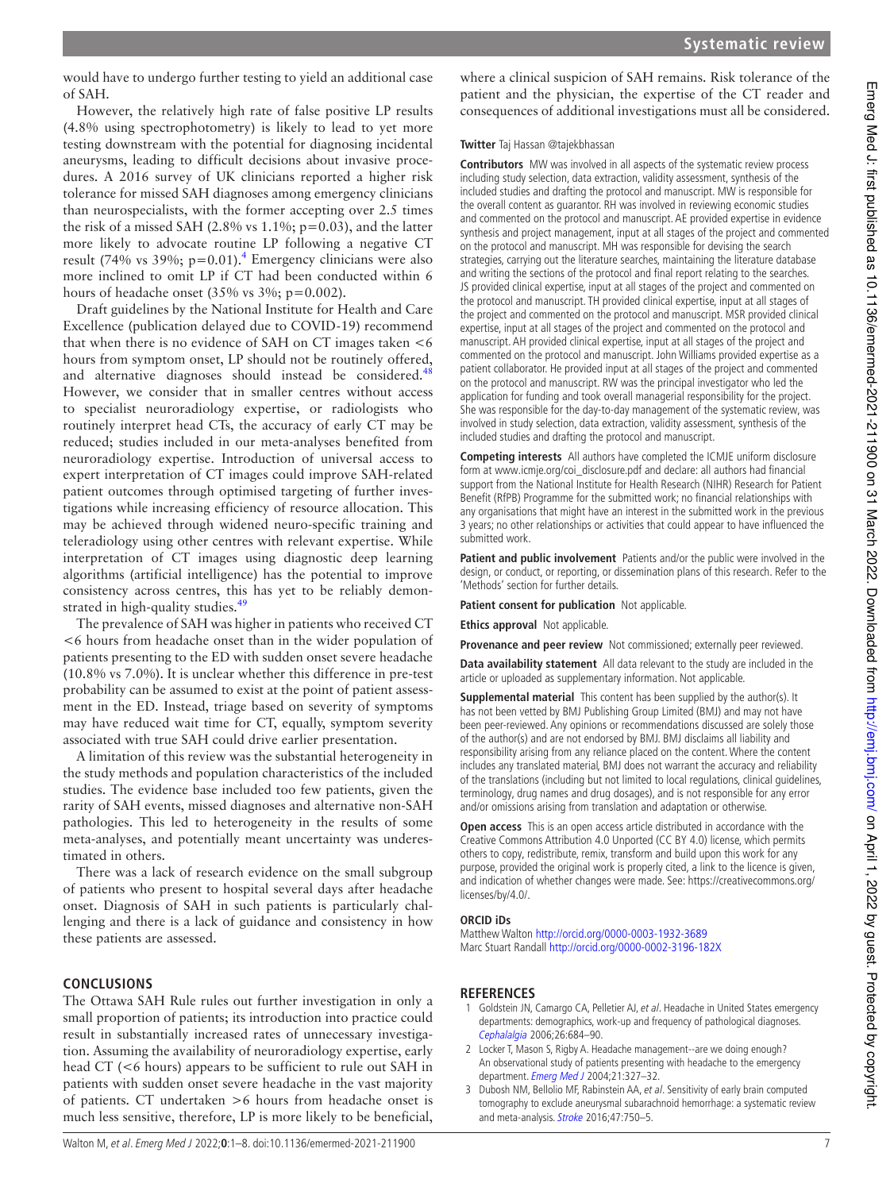would have to undergo further testing to yield an additional case of SAH.

However, the relatively high rate of false positive LP results (4.8% using spectrophotometry) is likely to lead to yet more testing downstream with the potential for diagnosing incidental aneurysms, leading to difficult decisions about invasive procedures. A 2016 survey of UK clinicians reported a higher risk tolerance for missed SAH diagnoses among emergency clinicians than neurospecialists, with the former accepting over 2.5 times the risk of a missed SAH (2.8% vs 1.1%; p=0.03), and the latter more likely to advocate routine LP following a negative CT result (74% vs 39%; p=0.01).[4] Emergency clinicians were also more inclined to omit LP if CT had been conducted within 6 hours of headache onset (35% vs 3%; p=0.002).

Draft guidelines by the National Institute for Health and Care Excellence (publication delayed due to COVID-19) recommend that when there is no evidence of SAH on CT images taken <6 hours from symptom onset, LP should not be routinely offered, and alternative diagnoses should instead be considered.[48] However, we consider that in smaller centres without access to specialist neuroradiology expertise, or radiologists who routinely interpret head CTs, the accuracy of early CT may be reduced; studies included in our meta-analyses benefited from neuroradiology expertise. Introduction of universal access to expert interpretation of CT images could improve SAH-related patient outcomes through optimised targeting of further investigations while increasing efficiency of resource allocation. This may be achieved through widened neuro-specific training and teleradiology using other centres with relevant expertise. While interpretation of CT images using diagnostic deep learning algorithms (artificial intelligence) has the potential to improve consistency across centres, this has yet to be reliably demonstrated in high-quality studies.[49]

The prevalence of SAH was higher in patients who received CT <6 hours from headache onset than in the wider population of patients presenting to the ED with sudden onset severe headache (10.8% vs 7.0%). It is unclear whether this difference in pre-test probability can be assumed to exist at the point of patient assessment in the ED. Instead, triage based on severity of symptoms may have reduced wait time for CT, equally, symptom severity associated with true SAH could drive earlier presentation.

A limitation of this review was the substantial heterogeneity in the study methods and population characteristics of the included studies. The evidence base included too few patients, given the rarity of SAH events, missed diagnoses and alternative non-SAH pathologies. This led to heterogeneity in the results of some meta-analyses, and potentially meant uncertainty was underestimated in others.

There was a lack of research evidence on the small subgroup of patients who present to hospital several days after headache onset. Diagnosis of SAH in such patients is particularly challenging and there is a lack of guidance and consistency in how these patients are assessed.

## CONCLUSIONS

The Ottawa SAH Rule rules out further investigation in only a small proportion of patients; its introduction into practice could result in substantially increased rates of unnecessary investigation. Assuming the availability of neuroradiology expertise, early head CT (<6 hours) appears to be sufficient to rule out SAH in patients with sudden onset severe headache in the vast majority of patients. CT undertaken >6 hours from headache onset is much less sensitive, therefore, LP is more likely to be beneficial, where a clinical suspicion of SAH remains. Risk tolerance of the patient and the physician, the expertise of the CT reader and consequences of additional investigations must all be considered.

**Twitter** Taj Hassan @tajekbhassan

**Contributors** MW was involved in all aspects of the systematic review process including study selection, data extraction, validity assessment, synthesis of the included studies and drafting the protocol and manuscript. MW is responsible for the overall content as guarantor. RH was involved in reviewing economic studies and commented on the protocol and manuscript. AE provided expertise in evidence synthesis and project management, input at all stages of the project and commented on the protocol and manuscript. MH was responsible for devising the search strategies, carrying out the literature searches, maintaining the literature database and writing the sections of the protocol and final report relating to the searches. JS provided clinical expertise, input at all stages of the project and commented on the protocol and manuscript. TH provided clinical expertise, input at all stages of the project and commented on the protocol and manuscript. MSR provided clinical expertise, input at all stages of the project and commented on the protocol and manuscript. AH provided clinical expertise, input at all stages of the project and commented on the protocol and manuscript. John Williams provided expertise as a patient collaborator. He provided input at all stages of the project and commented on the protocol and manuscript. RW was the principal investigator who led the application for funding and took overall managerial responsibility for the project. She was responsible for the day-to-day management of the systematic review, was involved in study selection, data extraction, validity assessment, synthesis of the included studies and drafting the protocol and manuscript.

**Competing interests** All authors have completed the ICMJE uniform disclosure form at www.icmje.org/coi_disclosure.pdf and declare: all authors had financial support from the National Institute for Health Research (NIHR) Research for Patient Benefit (RfPB) Programme for the submitted work; no financial relationships with any organisations that might have an interest in the submitted work in the previous 3 years; no other relationships or activities that could appear to have influenced the submitted work.

**Patient and public involvement** Patients and/or the public were involved in the design, or conduct, or reporting, or dissemination plans of this research. Refer to the 'Methods' section for further details.

**Patient consent for publication** Not applicable.

**Ethics approval** Not applicable.

**Provenance and peer review** Not commissioned; externally peer reviewed.

**Data availability statement** All data relevant to the study are included in the article or uploaded as supplementary information. Not applicable.

**Supplemental material** This content has been supplied by the author(s). It has not been vetted by BMJ Publishing Group Limited (BMJ) and may not have been peer-reviewed. Any opinions or recommendations discussed are solely those of the author(s) and are not endorsed by BMJ. BMJ disclaims all liability and responsibility arising from any reliance placed on the content. Where the content includes any translated material, BMJ does not warrant the accuracy and reliability of the translations (including but not limited to local regulations, clinical guidelines, terminology, drug names and drug dosages), and is not responsible for any error and/or omissions arising from translation and adaptation or otherwise.

**Open access** This is an open access article distributed in accordance with the Creative Commons Attribution 4.0 Unported (CC BY 4.0) license, which permits others to copy, redistribute, remix, transform and build upon this work for any purpose, provided the original work is properly cited, a link to the licence is given, and indication of whether changes were made. See: https://creativecommons.org/licenses/by/4.0/.

### ORCID iDs

Matthew Walton http://orcid.org/0000-0003-1932-3689
Marc Stuart Randall http://orcid.org/0000-0002-3196-182X

## REFERENCES

1. Goldstein JN, Camargo CA, Pelletier AJ, *et al*. Headache in United States emergency departments: demographics, work-up and frequency of pathological diagnoses. *Cephalalgia* 2006;26:684–90.
2. Locker T, Mason S, Rigby A. Headache management--are we doing enough? An observational study of patients presenting with headache to the emergency department. *Emerg Med J* 2004;21:327–32.
3. Dubosh NM, Bellolio MF, Rabinstein AA, *et al*. Sensitivity of early brain computed tomography to exclude aneurysmal subarachnoid hemorrhage: a systematic review and meta-analysis. *Stroke* 2016;47:750–5.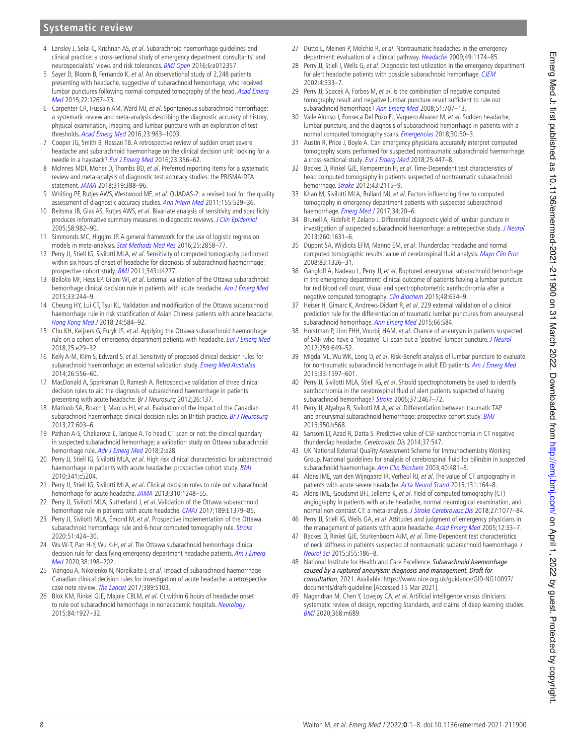4 Lansley J, Selai C, Krishnan AS, *et al*. Subarachnoid haemorrhage guidelines and clinical practice: a cross-sectional study of emergency department consultants' and neurospecialists' views and risk tolerances. *BMJ Open* 2016;6:e012357.

5 Sayer D, Bloom B, Fernando K, *et al*. An observational study of 2,248 patients presenting with headache, suggestive of subarachnoid hemorrhage, who received lumbar punctures following normal computed tomography of the head. *Acad Emerg Med* 2015;22:1267–73.

6 Carpenter CR, Hussain AM, Ward MJ, *et al*. Spontaneous subarachnoid hemorrhage: a systematic review and meta-analysis describing the diagnostic accuracy of history, physical examination, imaging, and lumbar puncture with an exploration of test thresholds. *Acad Emerg Med* 2016;23:963–1003.

7 Cooper JG, Smith B, Hassan TB. A retrospective review of sudden onset severe headache and subarachnoid haemorrhage on the clinical decision unit: looking for a needle in a haystack? *Eur J Emerg Med* 2016;23:356–62.

8 McInnes MDF, Moher D, Thombs BD, *et al*. Preferred reporting items for a systematic review and meta-analysis of diagnostic test accuracy studies: the PRISMA-DTA statement. *JAMA* 2018;319:388–96.

9 Whiting PF, Rutjes AWS, Westwood ME, *et al*. QUADAS-2: a revised tool for the quality assessment of diagnostic accuracy studies. *Ann Intern Med* 2011;155:529–36.

10 Reitsma JB, Glas AS, Rutjes AWS, *et al*. Bivariate analysis of sensitivity and specificity produces informative summary measures in diagnostic reviews. *J Clin Epidemiol* 2005;58:982–90.

11 Simmonds MC, Higgins JP. A general framework for the use of logistic regression models in meta-analysis. *Stat Methods Med Res* 2016;25:2858–77.

12 Perry JJ, Stiell IG, Sivilotti MLA, *et al*. Sensitivity of computed tomography performed within six hours of onset of headache for diagnosis of subarachnoid haemorrhage: prospective cohort study. *BMJ* 2011;343:d4277.

13 Bellolio MF, Hess EP, Gilani WI, *et al*. External validation of the Ottawa subarachnoid hemorrhage clinical decision rule in patients with acute headache. *Am J Emerg Med* 2015;33:244–9.

14 Cheung HY, Lui CT, Tsui KL. Validation and modification of the Ottawa subarachnoid haemorrhage rule in risk stratification of Asian Chinese patients with acute headache. *Hong Kong Med J* 2018;24:584–92.

15 Chu KH, Keijzers G, Furyk JS, *et al*. Applying the Ottawa subarachnoid haemorrhage rule on a cohort of emergency department patients with headache. *Eur J Emerg Med* 2018;25:e29–32.

16 Kelly A-M, Klim S, Edward S, *et al*. Sensitivity of proposed clinical decision rules for subarachnoid haemorrhage: an external validation study. *Emerg Med Australas* 2014;26:556–60.

17 MacDonald A, Sparksman D, Ramesh A. Retrospective validation of three clinical decision rules to aid the diagnosis of subarachnoid haemorrhage in patients presenting with acute headache. *Br J Neurosurg* 2012;26:137.

18 Matloob SA, Roach J, Marcus HJ, *et al*. Evaluation of the impact of the Canadian subarachnoid haemorrhage clinical decision rules on British practice. *Br J Neurosurg* 2013;27:603–6.

19 Pathan A-S, Chakarova E, Tarique A. To head CT scan or not: the clinical quandary in suspected subarachnoid hemorrhage; a validation study on Ottawa subarachnoid hemorrhage rule. *Adv J Emerg Med* 2018;2:e28.

20 Perry JJ, Stiell IG, Sivilotti MLA, *et al*. High risk clinical characteristics for subarachnoid haemorrhage in patients with acute headache: prospective cohort study. *BMJ* 2010;341:c5204.

21 Perry JJ, Stiell IG, Sivilotti MLA, *et al*. Clinical decision rules to rule out subarachnoid hemorrhage for acute headache. *JAMA* 2013;310:1248–55.

22 Perry JJ, Sivilotti MLA, Sutherland J, *et al*. Validation of the Ottawa subarachnoid hemorrhage rule in patients with acute headache. *CMAJ* 2017;189:E1379–85.

23 Perry JJ, Sivilotti MLA, Émond M, *et al*. Prospective implementation of the Ottawa subarachnoid hemorrhage rule and 6-hour computed tomography rule. *Stroke* 2020;51:424–30.

24 Wu W-T, Pan H-Y, Wu K-H, *et al*. The Ottawa subarachnoid hemorrhage clinical decision rule for classifying emergency department headache patients. *Am J Emerg Med* 2020;38:198–202.

25 Yiangou A, Nikolenko N, Noreikaite J, *et al*. Impact of subarachnoid haemorrhage Canadian clinical decision rules for investigation of acute headache: a retrospective case note review. *The Lancet* 2017;389:S103.

26 Blok KM, Rinkel GJE, Majoie CBLM, *et al*. Ct within 6 hours of headache onset to rule out subarachnoid hemorrhage in nonacademic hospitals. *Neurology* 2015;84:1927–32.

27 Dutto L, Meineri P, Melchio R, *et al*. Nontraumatic headaches in the emergency department: evaluation of a clinical pathway. *Headache* 2009;49:1174–85.

28 Perry JJ, Stiell I, Wells G, *et al*. Diagnostic test utilization in the emergency department for alert headache patients with possible subarachnoid hemorrhage. *CJEM* 2002;4:333–7.

29 Perry JJ, Spacek A, Forbes M, *et al*. Is the combination of negative computed tomography result and negative lumbar puncture result sufficient to rule out subarachnoid hemorrhage? *Ann Emerg Med* 2008;51:707–13.

30 Valle Alonso J, Fonseca Del Pozo FJ, Vaquero Álvarez M, *et al*. Sudden headache, lumbar puncture, and the diagnosis of subarachnoid hemorrhage in patients with a normal computed tomography scans. *Emergencias* 2018;30:50–3.

31 Austin R, Price J, Boyle A. Can emergency physicians accurately interpret computed tomography scans performed for suspected nontraumatic subarachnoid haemorrhage: a cross-sectional study. *Eur J Emerg Med* 2018;25:447–8.

32 Backes D, Rinkel GJE, Kemperman H, *et al*. Time-Dependent test characteristics of head computed tomography in patients suspected of nontraumatic subarachnoid hemorrhage. *Stroke* 2012;43:2115–9.

33 Khan M, Sivilotti MLA, Bullard MJ, *et al*. Factors influencing time to computed tomography in emergency department patients with suspected subarachnoid haemorrhage. *Emerg Med J* 2017;34:20–6.

34 Brunell A, Ridefelt P, Zelano J. Differential diagnostic yield of lumbar puncture in investigation of suspected subarachnoid haemorrhage: a retrospective study. *J Neurol* 2013;260:1631–6.

35 Dupont SA, Wijdicks EFM, Manno EM, *et al*. Thunderclap headache and normal computed tomographic results: value of cerebrospinal fluid analysis. *Mayo Clin Proc* 2008;83:1326–31.

36 Gangloff A, Nadeau L, Perry JJ, *et al*. Ruptured aneurysmal subarachnoid hemorrhage in the emergency department: clinical outcome of patients having a lumbar puncture for red blood cell count, visual and spectrophotometric xanthochromia after a negative computed tomography. *Clin Biochem* 2015;48:634–9.

37 Heiser H, Gimarc K, Andrews-Dickert R, *et al*. 229 external validation of a clinical prediction rule for the differentiation of traumatic lumbar punctures from aneurysmal subarachnoid hemorrhage. *Ann Emerg Med* 2015;66:S84.

38 Horstman P, Linn FHH, Voorbij HAM, *et al*. Chance of aneurysm in patients suspected of SAH who have a 'negative' CT scan but a 'positive' lumbar puncture. *J Neurol* 2012;259:649–52.

39 Migdal VL, Wu WK, Long D, *et al*. Risk-Benefit analysis of lumbar puncture to evaluate for nontraumatic subarachnoid hemorrhage in adult ED patients. *Am J Emerg Med* 2015;33:1597–601.

40 Perry JJ, Sivilotti MLA, Stiell IG, *et al*. Should spectrophotometry be used to identify xanthochromia in the cerebrospinal fluid of alert patients suspected of having subarachnoid hemorrhage? *Stroke* 2006;37:2467–72.

41 Perry JJ, Alyahya B, Sivilotti MLA, *et al*. Differentiation between traumatic TAP and aneurysmal subarachnoid hemorrhage: prospective cohort study. *BMJ* 2015;350:h568.

42 Sansom LT, Azad R, Datta S. Predictive value of CSF xanthochromia in CT negative thunderclap headache. *Cerebrovasc Dis* 2014;37:547.

43 UK National External Quality Assessment Scheme for Immunochemistry Working Group. National guidelines for analysis of cerebrospinal fluid for bilirubin in suspected subarachnoid haemorrhage. *Ann Clin Biochem* 2003;40:481–8.

44 Alons IME, van den Wijngaard IR, Verheul RJ, *et al*. The value of CT angiography in patients with acute severe headache. *Acta Neurol Scand* 2015;131:164–8.

45 Alons IME, Goudsmit BFJ, Jellema K, *et al*. Yield of computed tomography (CT) angiography in patients with acute headache, normal neurological examination, and normal non contrast CT: a meta-analysis. *J Stroke Cerebrovasc Dis* 2018;27:1077–84.

46 Perry JJ, Stiell IG, Wells GA, *et al*. Attitudes and judgment of emergency physicians in the management of patients with acute headache. *Acad Emerg Med* 2005;12:33–7.

47 Backes D, Rinkel GJE, Sturkenboom AJM, *et al*. Time-Dependent test characteristics of neck stiffness in patients suspected of nontraumatic subarachnoid haemorrhage. *J Neurol Sci* 2015;355:186–8.

48 National Institute for Health and Care Excellence. ***Subarachnoid haemorrhage caused by a ruptured aneurysm: diagnosis and management. Draft for consultation***, 2021. Available: https://www.nice.org.uk/guidance/GID-NG10097/documents/draft-guideline [Accessed 15 Mar 2021].

49 Nagendran M, Chen Y, Lovejoy CA, *et al*. Artificial intelligence versus clinicians: systematic review of design, reporting Standards, and claims of deep learning studies. *BMJ* 2020;368:m689.